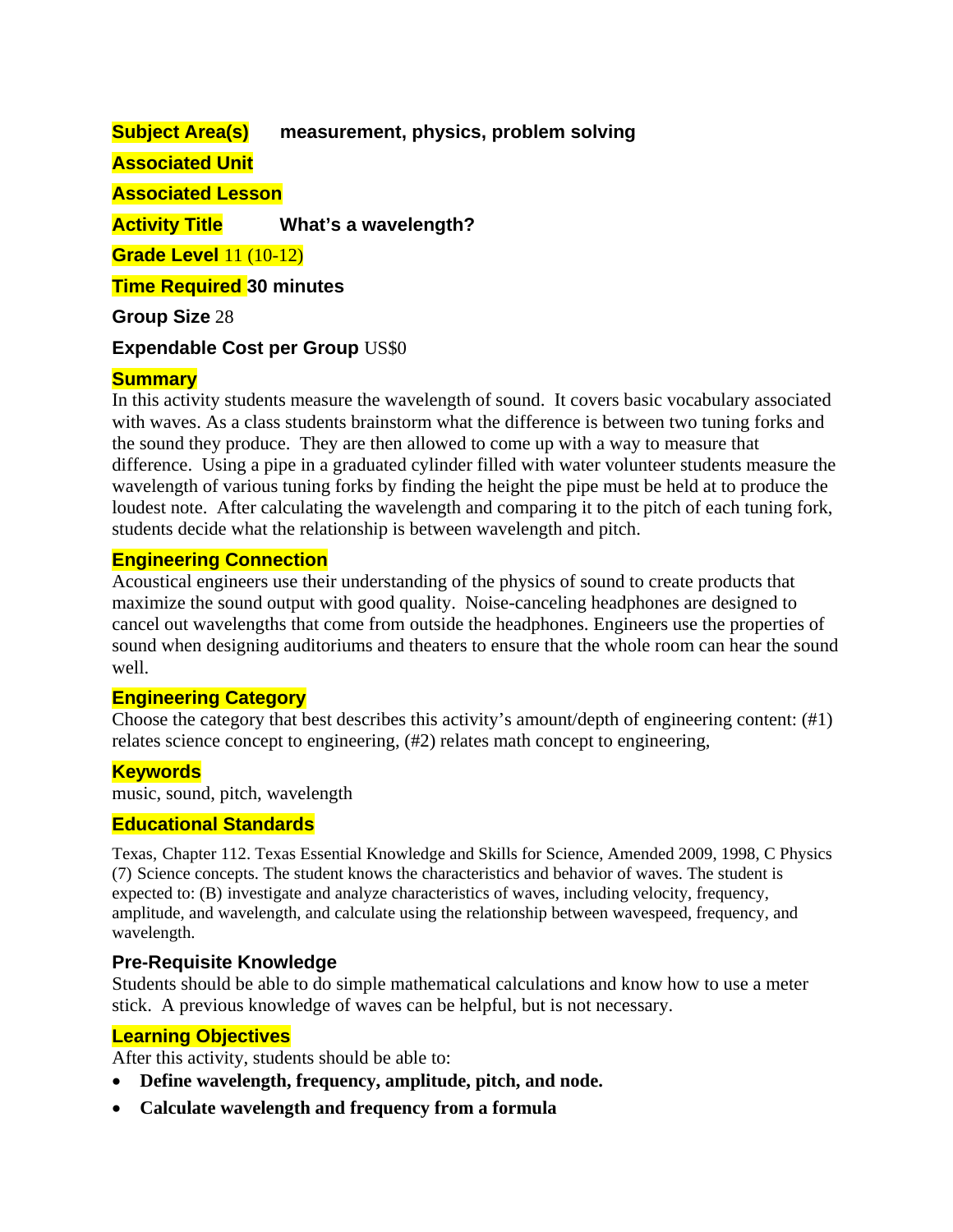**Subject Area(s)** **measurement, physics, problem solving**

**Associated Unit**

**Associated Lesson**

**Activity Title** **What's a wavelength?**

**Grade Level** 11 (10-12)

**Time Required** **30 minutes**

**Group Size** 28

**Expendable Cost per Group** US$0

## Summary

In this activity students measure the wavelength of sound. It covers basic vocabulary associated with waves. As a class students brainstorm what the difference is between two tuning forks and the sound they produce. They are then allowed to come up with a way to measure that difference. Using a pipe in a graduated cylinder filled with water volunteer students measure the wavelength of various tuning forks by finding the height the pipe must be held at to produce the loudest note. After calculating the wavelength and comparing it to the pitch of each tuning fork, students decide what the relationship is between wavelength and pitch.

## Engineering Connection

Acoustical engineers use their understanding of the physics of sound to create products that maximize the sound output with good quality. Noise-canceling headphones are designed to cancel out wavelengths that come from outside the headphones. Engineers use the properties of sound when designing auditoriums and theaters to ensure that the whole room can hear the sound well.

## Engineering Category

Choose the category that best describes this activity's amount/depth of engineering content: (#1) relates science concept to engineering, (#2) relates math concept to engineering,

## Keywords

music, sound, pitch, wavelength

## Educational Standards

Texas, Chapter 112. Texas Essential Knowledge and Skills for Science, Amended 2009, 1998, C Physics (7) Science concepts. The student knows the characteristics and behavior of waves. The student is expected to: (B) investigate and analyze characteristics of waves, including velocity, frequency, amplitude, and wavelength, and calculate using the relationship between wavespeed, frequency, and wavelength.

## Pre-Requisite Knowledge

Students should be able to do simple mathematical calculations and know how to use a meter stick. A previous knowledge of waves can be helpful, but is not necessary.

## Learning Objectives

After this activity, students should be able to:

- **Define wavelength, frequency, amplitude, pitch, and node.**
- **Calculate wavelength and frequency from a formula**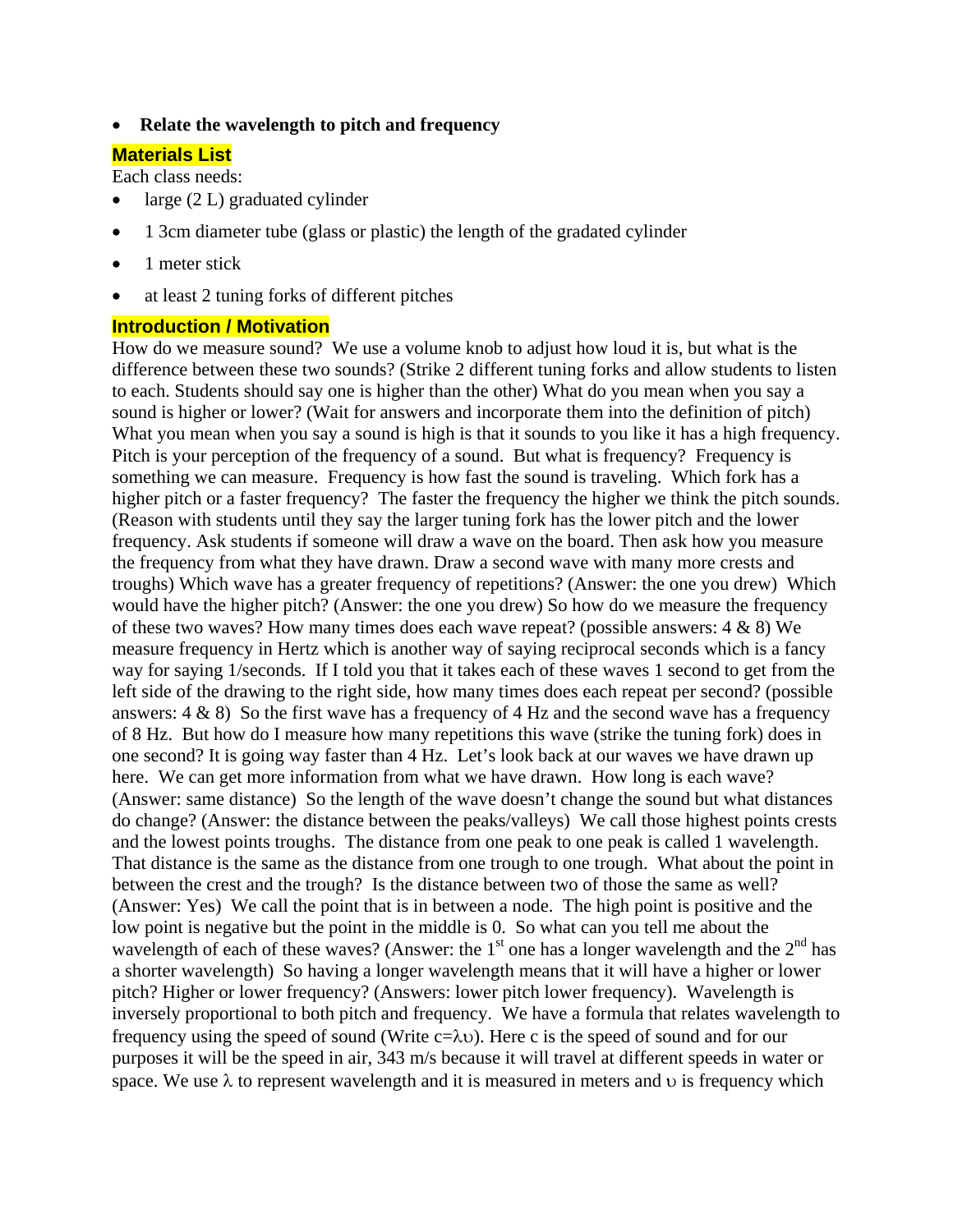- **Relate the wavelength to pitch and frequency**

## Materials List

Each class needs:

- large (2 L) graduated cylinder
- 1 3cm diameter tube (glass or plastic) the length of the gradated cylinder
- 1 meter stick
- at least 2 tuning forks of different pitches

## Introduction / Motivation

How do we measure sound? We use a volume knob to adjust how loud it is, but what is the difference between these two sounds? (Strike 2 different tuning forks and allow students to listen to each. Students should say one is higher than the other) What do you mean when you say a sound is higher or lower? (Wait for answers and incorporate them into the definition of pitch) What you mean when you say a sound is high is that it sounds to you like it has a high frequency. Pitch is your perception of the frequency of a sound. But what is frequency? Frequency is something we can measure. Frequency is how fast the sound is traveling. Which fork has a higher pitch or a faster frequency? The faster the frequency the higher we think the pitch sounds. (Reason with students until they say the larger tuning fork has the lower pitch and the lower frequency. Ask students if someone will draw a wave on the board. Then ask how you measure the frequency from what they have drawn. Draw a second wave with many more crests and troughs) Which wave has a greater frequency of repetitions? (Answer: the one you drew) Which would have the higher pitch? (Answer: the one you drew) So how do we measure the frequency of these two waves? How many times does each wave repeat? (possible answers: 4 & 8) We measure frequency in Hertz which is another way of saying reciprocal seconds which is a fancy way for saying 1/seconds. If I told you that it takes each of these waves 1 second to get from the left side of the drawing to the right side, how many times does each repeat per second? (possible answers: 4 & 8) So the first wave has a frequency of 4 Hz and the second wave has a frequency of 8 Hz. But how do I measure how many repetitions this wave (strike the tuning fork) does in one second? It is going way faster than 4 Hz. Let's look back at our waves we have drawn up here. We can get more information from what we have drawn. How long is each wave? (Answer: same distance) So the length of the wave doesn't change the sound but what distances do change? (Answer: the distance between the peaks/valleys) We call those highest points crests and the lowest points troughs. The distance from one peak to one peak is called 1 wavelength. That distance is the same as the distance from one trough to one trough. What about the point in between the crest and the trough? Is the distance between two of those the same as well? (Answer: Yes) We call the point that is in between a node. The high point is positive and the low point is negative but the point in the middle is 0. So what can you tell me about the wavelength of each of these waves? (Answer: the 1st one has a longer wavelength and the 2nd has a shorter wavelength) So having a longer wavelength means that it will have a higher or lower pitch? Higher or lower frequency? (Answers: lower pitch lower frequency). Wavelength is inversely proportional to both pitch and frequency. We have a formula that relates wavelength to frequency using the speed of sound (Write $c=\lambda\upsilon$). Here c is the speed of sound and for our purposes it will be the speed in air, 343 m/s because it will travel at different speeds in water or space. We use $\lambda$ to represent wavelength and it is measured in meters and $\upsilon$ is frequency which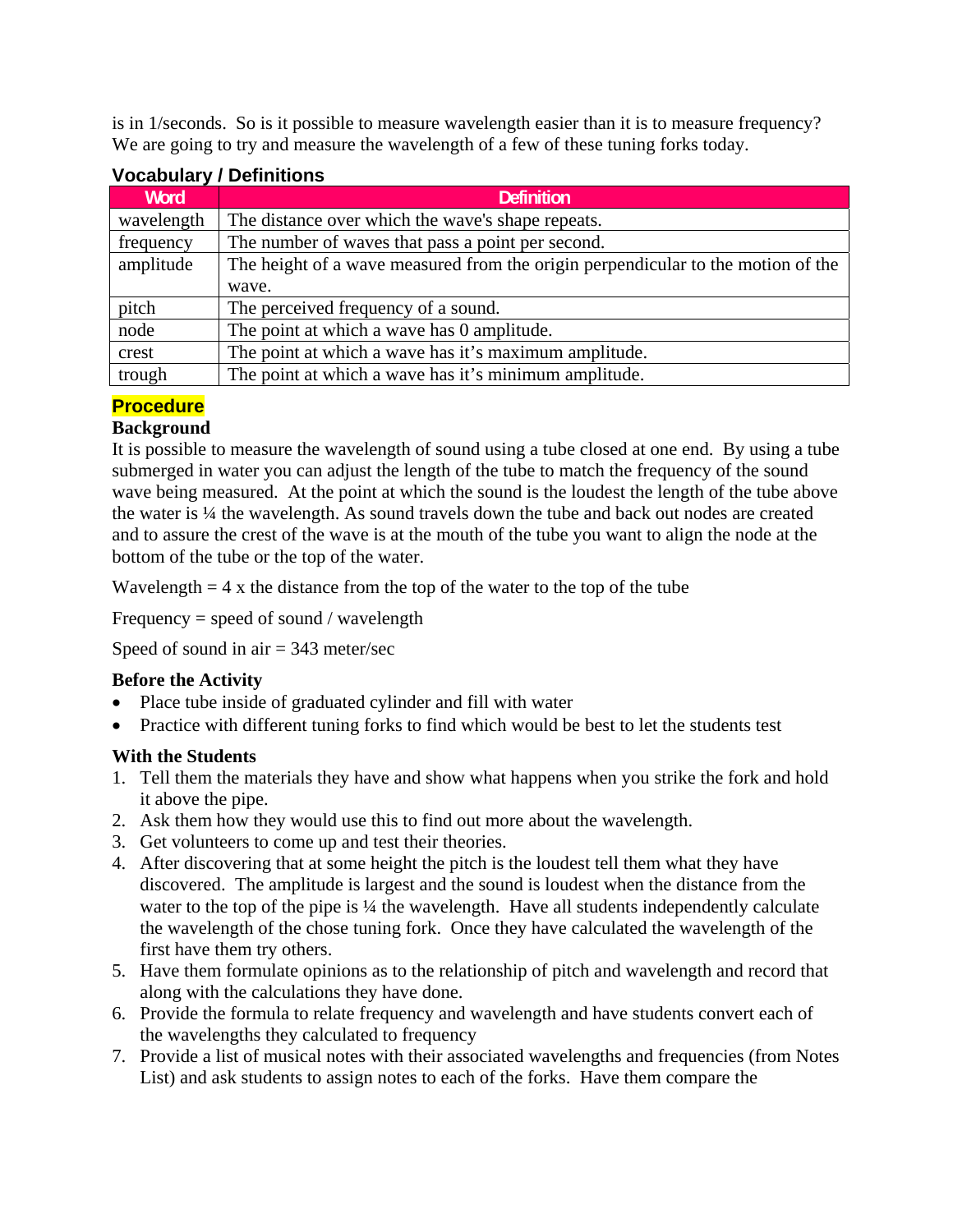is in 1/seconds. So is it possible to measure wavelength easier than it is to measure frequency? We are going to try and measure the wavelength of a few of these tuning forks today.

### Vocabulary / Definitions

| Word | Definition |
|---|---|
| wavelength | The distance over which the wave's shape repeats. |
| frequency | The number of waves that pass a point per second. |
| amplitude | The height of a wave measured from the origin perpendicular to the motion of the wave. |
| pitch | The perceived frequency of a sound. |
| node | The point at which a wave has 0 amplitude. |
| crest | The point at which a wave has it's maximum amplitude. |
| trough | The point at which a wave has it's minimum amplitude. |

## Procedure

### Background

It is possible to measure the wavelength of sound using a tube closed at one end. By using a tube submerged in water you can adjust the length of the tube to match the frequency of the sound wave being measured. At the point at which the sound is the loudest the length of the tube above the water is ¼ the wavelength. As sound travels down the tube and back out nodes are created and to assure the crest of the wave is at the mouth of the tube you want to align the node at the bottom of the tube or the top of the water.

Wavelength = 4 x the distance from the top of the water to the top of the tube

Frequency = speed of sound / wavelength

Speed of sound in air = 343 meter/sec

### Before the Activity

- Place tube inside of graduated cylinder and fill with water
- Practice with different tuning forks to find which would be best to let the students test

### With the Students

1. Tell them the materials they have and show what happens when you strike the fork and hold it above the pipe.
2. Ask them how they would use this to find out more about the wavelength.
3. Get volunteers to come up and test their theories.
4. After discovering that at some height the pitch is the loudest tell them what they have discovered. The amplitude is largest and the sound is loudest when the distance from the water to the top of the pipe is ¼ the wavelength. Have all students independently calculate the wavelength of the chose tuning fork. Once they have calculated the wavelength of the first have them try others.
5. Have them formulate opinions as to the relationship of pitch and wavelength and record that along with the calculations they have done.
6. Provide the formula to relate frequency and wavelength and have students convert each of the wavelengths they calculated to frequency
7. Provide a list of musical notes with their associated wavelengths and frequencies (from Notes List) and ask students to assign notes to each of the forks. Have them compare the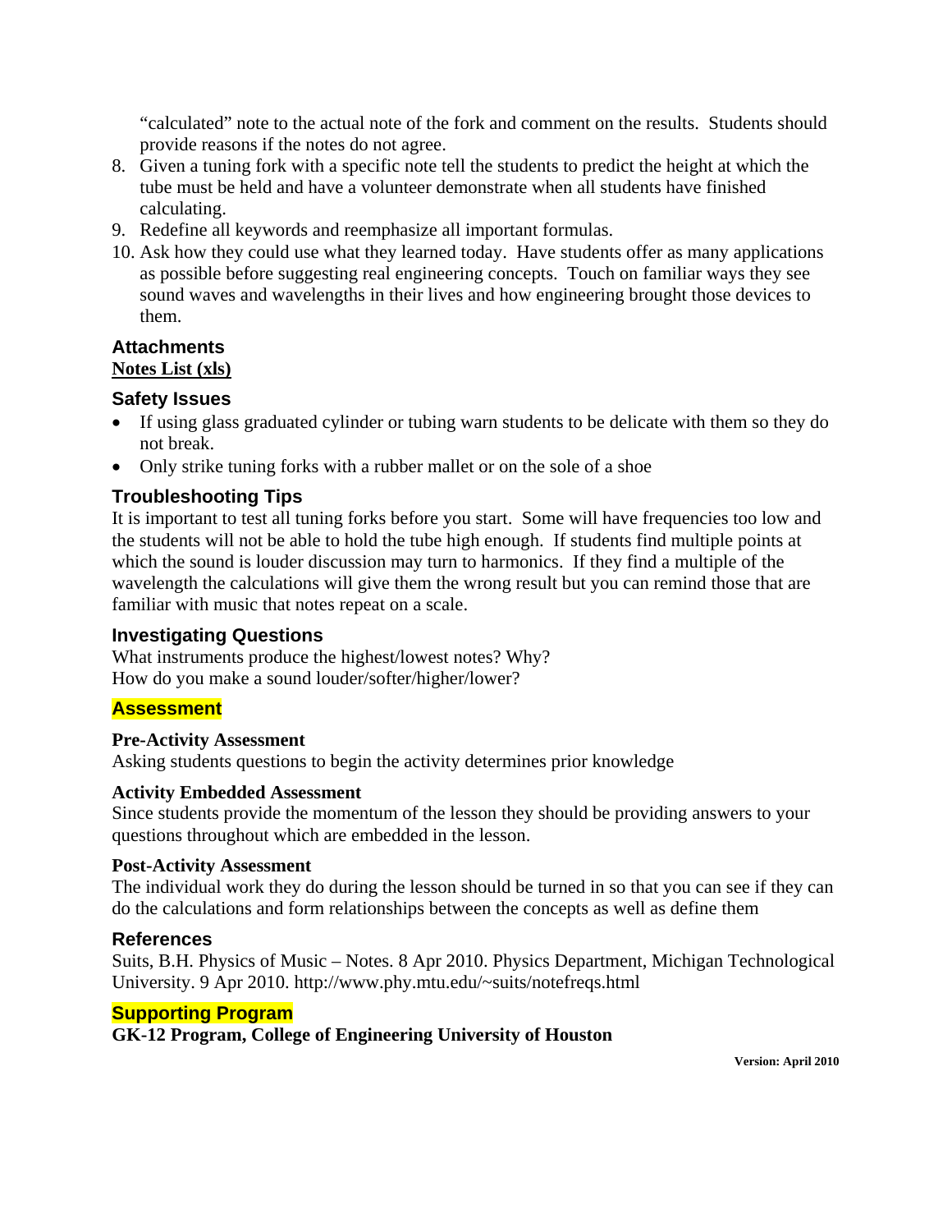"calculated" note to the actual note of the fork and comment on the results. Students should provide reasons if the notes do not agree.

8. Given a tuning fork with a specific note tell the students to predict the height at which the tube must be held and have a volunteer demonstrate when all students have finished calculating.
9. Redefine all keywords and reemphasize all important formulas.
10. Ask how they could use what they learned today. Have students offer as many applications as possible before suggesting real engineering concepts. Touch on familiar ways they see sound waves and wavelengths in their lives and how engineering brought those devices to them.

## Attachments

**Notes List (xls)**

## Safety Issues

- If using glass graduated cylinder or tubing warn students to be delicate with them so they do not break.
- Only strike tuning forks with a rubber mallet or on the sole of a shoe

## Troubleshooting Tips

It is important to test all tuning forks before you start. Some will have frequencies too low and the students will not be able to hold the tube high enough. If students find multiple points at which the sound is louder discussion may turn to harmonics. If they find a multiple of the wavelength the calculations will give them the wrong result but you can remind those that are familiar with music that notes repeat on a scale.

## Investigating Questions

What instruments produce the highest/lowest notes? Why?
How do you make a sound louder/softer/higher/lower?

## Assessment

**Pre-Activity Assessment**

Asking students questions to begin the activity determines prior knowledge

**Activity Embedded Assessment**

Since students provide the momentum of the lesson they should be providing answers to your questions throughout which are embedded in the lesson.

**Post-Activity Assessment**

The individual work they do during the lesson should be turned in so that you can see if they can do the calculations and form relationships between the concepts as well as define them

## References

Suits, B.H. Physics of Music – Notes. 8 Apr 2010. Physics Department, Michigan Technological University. 9 Apr 2010. http://www.phy.mtu.edu/~suits/notefreqs.html

## Supporting Program

**GK-12 Program, College of Engineering University of Houston**

**Version: April 2010**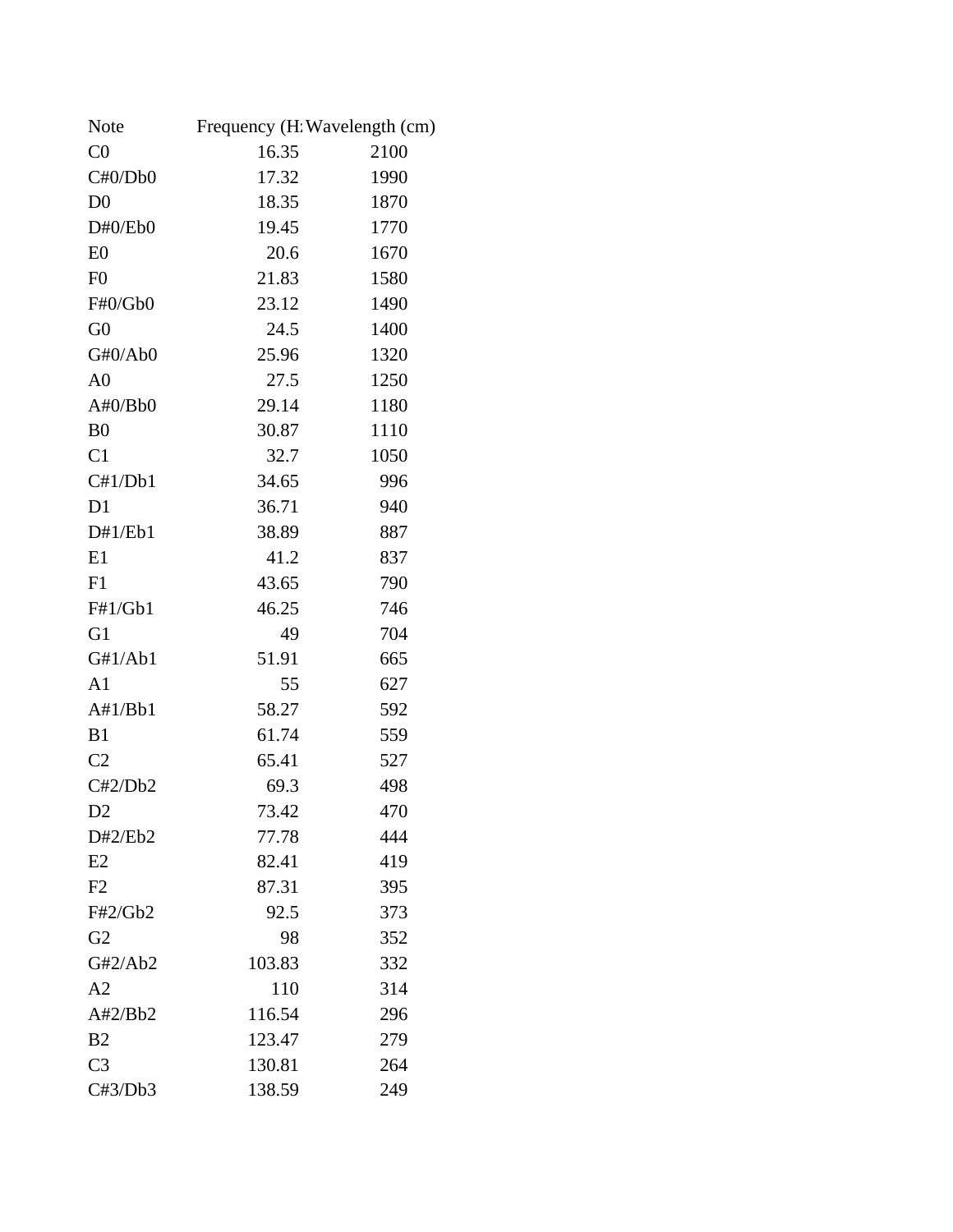| Note | Frequency (H: | Wavelength (cm) |
|---|---|---|
| C0 | 16.35 | 2100 |
| C#0/Db0 | 17.32 | 1990 |
| D0 | 18.35 | 1870 |
| D#0/Eb0 | 19.45 | 1770 |
| E0 | 20.6 | 1670 |
| F0 | 21.83 | 1580 |
| F#0/Gb0 | 23.12 | 1490 |
| G0 | 24.5 | 1400 |
| G#0/Ab0 | 25.96 | 1320 |
| A0 | 27.5 | 1250 |
| A#0/Bb0 | 29.14 | 1180 |
| B0 | 30.87 | 1110 |
| C1 | 32.7 | 1050 |
| C#1/Db1 | 34.65 | 996 |
| D1 | 36.71 | 940 |
| D#1/Eb1 | 38.89 | 887 |
| E1 | 41.2 | 837 |
| F1 | 43.65 | 790 |
| F#1/Gb1 | 46.25 | 746 |
| G1 | 49 | 704 |
| G#1/Ab1 | 51.91 | 665 |
| A1 | 55 | 627 |
| A#1/Bb1 | 58.27 | 592 |
| B1 | 61.74 | 559 |
| C2 | 65.41 | 527 |
| C#2/Db2 | 69.3 | 498 |
| D2 | 73.42 | 470 |
| D#2/Eb2 | 77.78 | 444 |
| E2 | 82.41 | 419 |
| F2 | 87.31 | 395 |
| F#2/Gb2 | 92.5 | 373 |
| G2 | 98 | 352 |
| G#2/Ab2 | 103.83 | 332 |
| A2 | 110 | 314 |
| A#2/Bb2 | 116.54 | 296 |
| B2 | 123.47 | 279 |
| C3 | 130.81 | 264 |
| C#3/Db3 | 138.59 | 249 |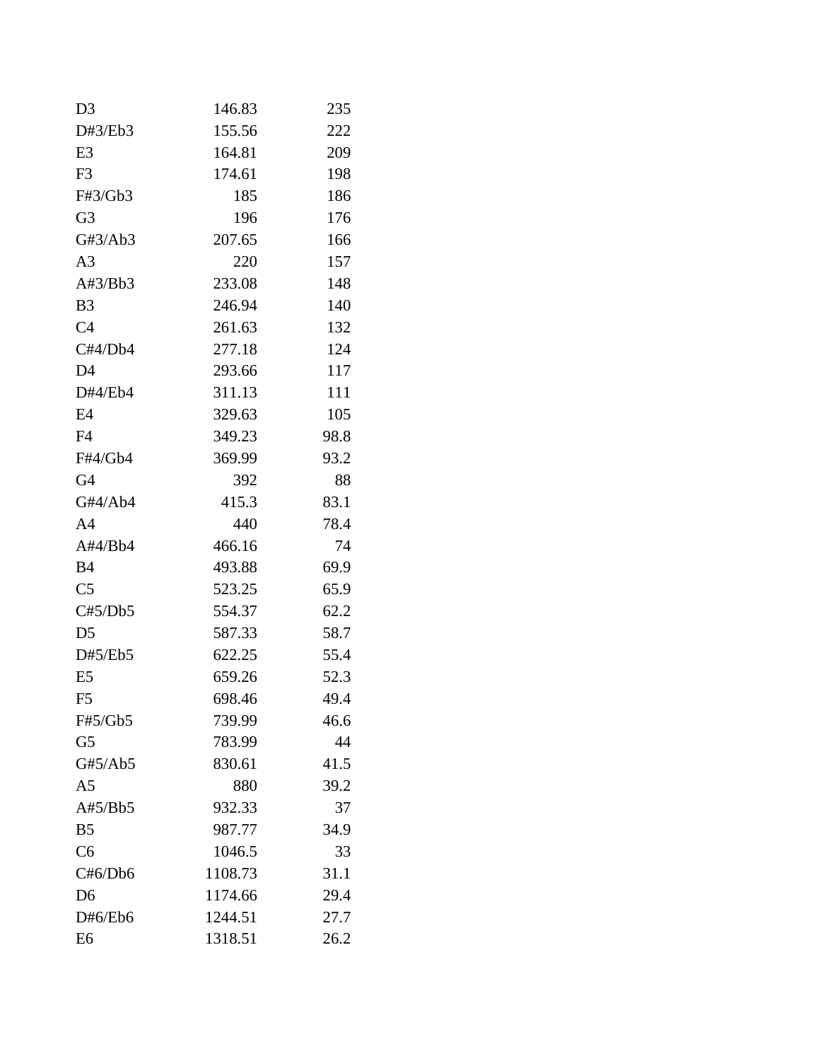| | | |
|---|---|---|
| D3 | 146.83 | 235 |
| D#3/Eb3 | 155.56 | 222 |
| E3 | 164.81 | 209 |
| F3 | 174.61 | 198 |
| F#3/Gb3 | 185 | 186 |
| G3 | 196 | 176 |
| G#3/Ab3 | 207.65 | 166 |
| A3 | 220 | 157 |
| A#3/Bb3 | 233.08 | 148 |
| B3 | 246.94 | 140 |
| C4 | 261.63 | 132 |
| C#4/Db4 | 277.18 | 124 |
| D4 | 293.66 | 117 |
| D#4/Eb4 | 311.13 | 111 |
| E4 | 329.63 | 105 |
| F4 | 349.23 | 98.8 |
| F#4/Gb4 | 369.99 | 93.2 |
| G4 | 392 | 88 |
| G#4/Ab4 | 415.3 | 83.1 |
| A4 | 440 | 78.4 |
| A#4/Bb4 | 466.16 | 74 |
| B4 | 493.88 | 69.9 |
| C5 | 523.25 | 65.9 |
| C#5/Db5 | 554.37 | 62.2 |
| D5 | 587.33 | 58.7 |
| D#5/Eb5 | 622.25 | 55.4 |
| E5 | 659.26 | 52.3 |
| F5 | 698.46 | 49.4 |
| F#5/Gb5 | 739.99 | 46.6 |
| G5 | 783.99 | 44 |
| G#5/Ab5 | 830.61 | 41.5 |
| A5 | 880 | 39.2 |
| A#5/Bb5 | 932.33 | 37 |
| B5 | 987.77 | 34.9 |
| C6 | 1046.5 | 33 |
| C#6/Db6 | 1108.73 | 31.1 |
| D6 | 1174.66 | 29.4 |
| D#6/Eb6 | 1244.51 | 27.7 |
| E6 | 1318.51 | 26.2 |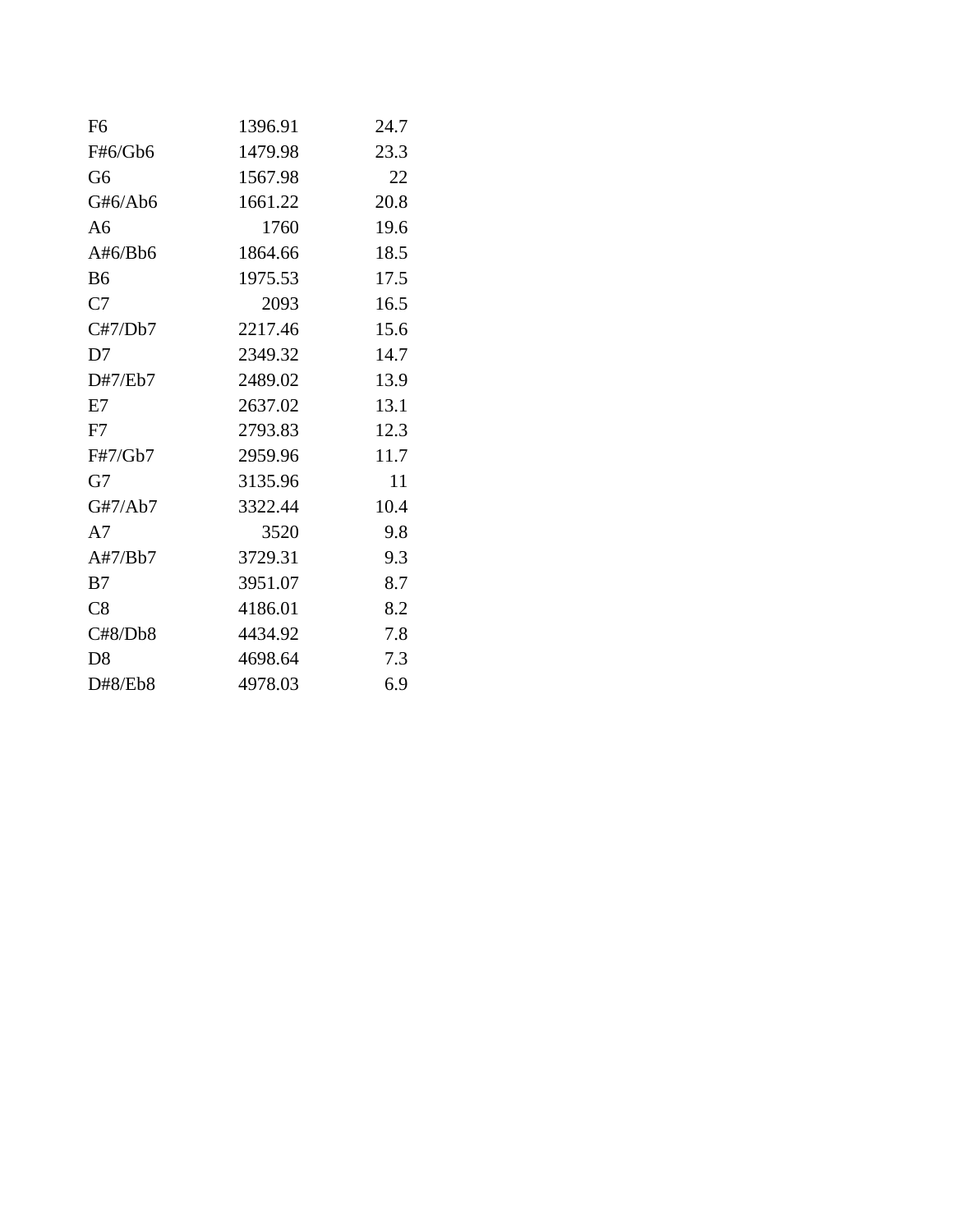| | | |
|---|---|---|
| F6 | 1396.91 | 24.7 |
| F#6/Gb6 | 1479.98 | 23.3 |
| G6 | 1567.98 | 22 |
| G#6/Ab6 | 1661.22 | 20.8 |
| A6 | 1760 | 19.6 |
| A#6/Bb6 | 1864.66 | 18.5 |
| B6 | 1975.53 | 17.5 |
| C7 | 2093 | 16.5 |
| C#7/Db7 | 2217.46 | 15.6 |
| D7 | 2349.32 | 14.7 |
| D#7/Eb7 | 2489.02 | 13.9 |
| E7 | 2637.02 | 13.1 |
| F7 | 2793.83 | 12.3 |
| F#7/Gb7 | 2959.96 | 11.7 |
| G7 | 3135.96 | 11 |
| G#7/Ab7 | 3322.44 | 10.4 |
| A7 | 3520 | 9.8 |
| A#7/Bb7 | 3729.31 | 9.3 |
| B7 | 3951.07 | 8.7 |
| C8 | 4186.01 | 8.2 |
| C#8/Db8 | 4434.92 | 7.8 |
| D8 | 4698.64 | 7.3 |
| D#8/Eb8 | 4978.03 | 6.9 |